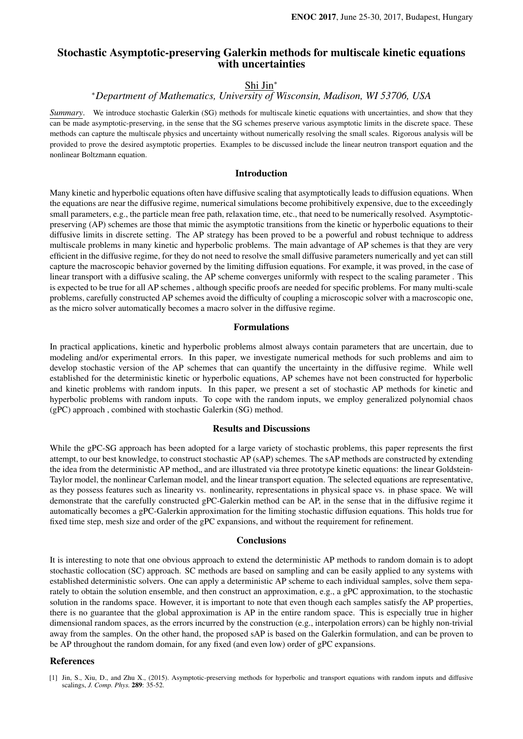# Stochastic Asymptotic-preserving Galerkin methods for multiscale kinetic equations with uncertainties

Shi Jin*

*Department of Mathematics, University of Wisconsin, Madison, WI 53706, USA*

*Summary*. We introduce stochastic Galerkin (SG) methods for multiscale kinetic equations with uncertainties, and show that they can be made asymptotic-preserving, in the sense that the SG schemes preserve various asymptotic limits in the discrete space. These methods can capture the multiscale physics and uncertainty without numerically resolving the small scales. Rigorous analysis will be provided to prove the desired asymptotic properties. Examples to be discussed include the linear neutron transport equation and the nonlinear Boltzmann equation.

## Introduction

Many kinetic and hyperbolic equations often have diffusive scaling that asymptotically leads to diffusion equations. When the equations are near the diffusive regime, numerical simulations become prohibitively expensive, due to the exceedingly small parameters, e.g., the particle mean free path, relaxation time, etc., that need to be numerically resolved. Asymptotic-preserving (AP) schemes are those that mimic the asymptotic transitions from the kinetic or hyperbolic equations to their diffusive limits in discrete setting. The AP strategy has been proved to be a powerful and robust technique to address multiscale problems in many kinetic and hyperbolic problems. The main advantage of AP schemes is that they are very efficient in the diffusive regime, for they do not need to resolve the small diffusive parameters numerically and yet can still capture the macroscopic behavior governed by the limiting diffusion equations. For example, it was proved, in the case of linear transport with a diffusive scaling, the AP scheme converges uniformly with respect to the scaling parameter . This is expected to be true for all AP schemes , although specific proofs are needed for specific problems. For many multi-scale problems, carefully constructed AP schemes avoid the difficulty of coupling a microscopic solver with a macroscopic one, as the micro solver automatically becomes a macro solver in the diffusive regime.

## Formulations

In practical applications, kinetic and hyperbolic problems almost always contain parameters that are uncertain, due to modeling and/or experimental errors. In this paper, we investigate numerical methods for such problems and aim to develop stochastic version of the AP schemes that can quantify the uncertainty in the diffusive regime. While well established for the deterministic kinetic or hyperbolic equations, AP schemes have not been constructed for hyperbolic and kinetic problems with random inputs. In this paper, we present a set of stochastic AP methods for kinetic and hyperbolic problems with random inputs. To cope with the random inputs, we employ generalized polynomial chaos (gPC) approach , combined with stochastic Galerkin (SG) method.

## Results and Discussions

While the gPC-SG approach has been adopted for a large variety of stochastic problems, this paper represents the first attempt, to our best knowledge, to construct stochastic AP (sAP) schemes. The sAP methods are constructed by extending the idea from the deterministic AP method,, and are illustrated via three prototype kinetic equations: the linear Goldstein-Taylor model, the nonlinear Carleman model, and the linear transport equation. The selected equations are representative, as they possess features such as linearity vs. nonlinearity, representations in physical space vs. in phase space. We will demonstrate that the carefully constructed gPC-Galerkin method can be AP, in the sense that in the diffusive regime it automatically becomes a gPC-Galerkin approximation for the limiting stochastic diffusion equations. This holds true for fixed time step, mesh size and order of the gPC expansions, and without the requirement for refinement.

## Conclusions

It is interesting to note that one obvious approach to extend the deterministic AP methods to random domain is to adopt stochastic collocation (SC) approach. SC methods are based on sampling and can be easily applied to any systems with established deterministic solvers. One can apply a deterministic AP scheme to each individual samples, solve them separately to obtain the solution ensemble, and then construct an approximation, e.g., a gPC approximation, to the stochastic solution in the randoms space. However, it is important to note that even though each samples satisfy the AP properties, there is no guarantee that the global approximation is AP in the entire random space. This is especially true in higher dimensional random spaces, as the errors incurred by the construction (e.g., interpolation errors) can be highly non-trivial away from the samples. On the other hand, the proposed sAP is based on the Galerkin formulation, and can be proven to be AP throughout the random domain, for any fixed (and even low) order of gPC expansions.

## References

[1] Jin, S., Xiu, D., and Zhu X., (2015). Asymptotic-preserving methods for hyperbolic and transport equations with random inputs and diffusive scalings, *J. Comp. Phys.* **289**: 35-52.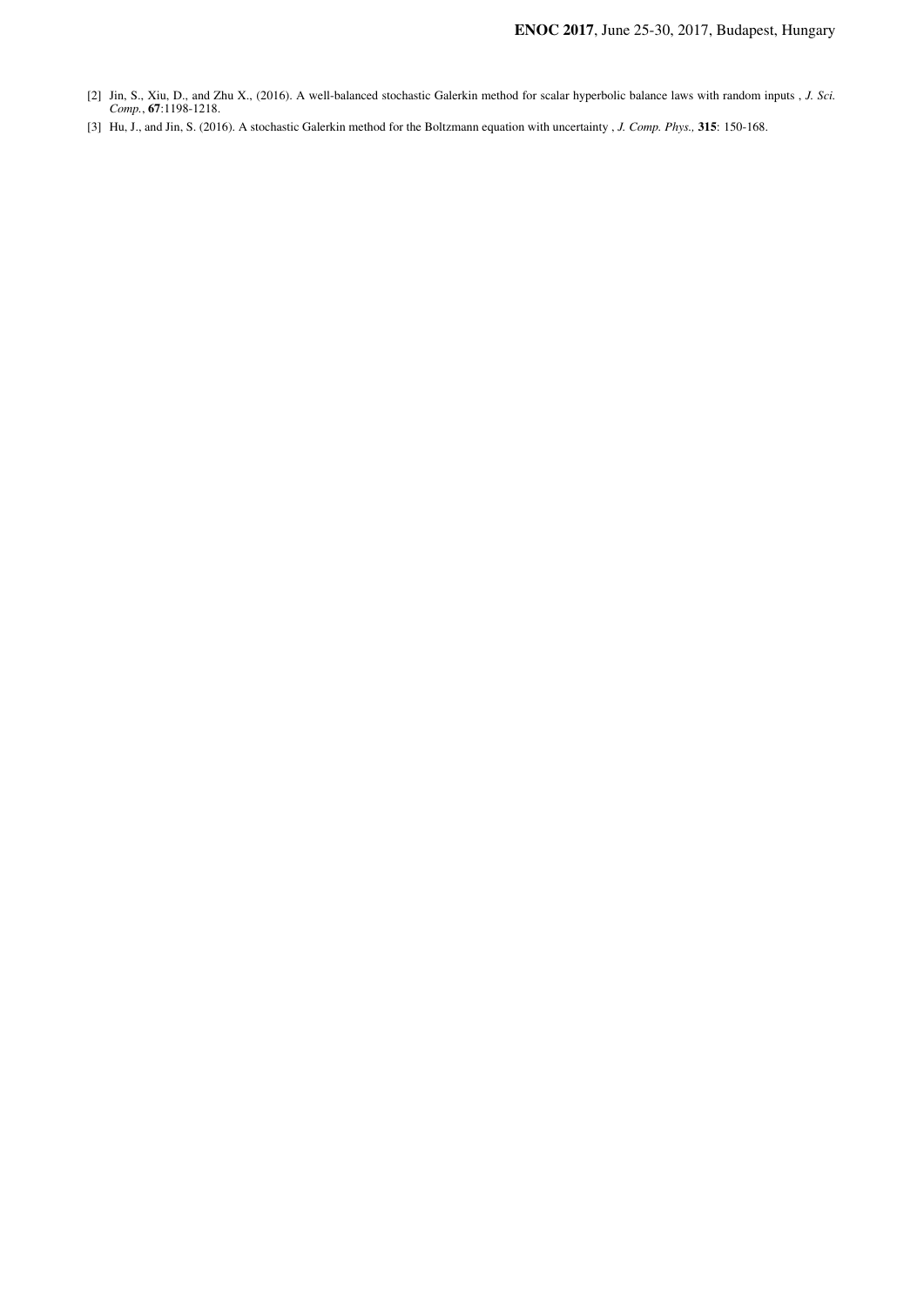[2] Jin, S., Xiu, D., and Zhu X., (2016). A well-balanced stochastic Galerkin method for scalar hyperbolic balance laws with random inputs , *J. Sci. Comp.*, **67**:1198-1218.

[3] Hu, J., and Jin, S. (2016). A stochastic Galerkin method for the Boltzmann equation with uncertainty , *J. Comp. Phys.,* **315**: 150-168.